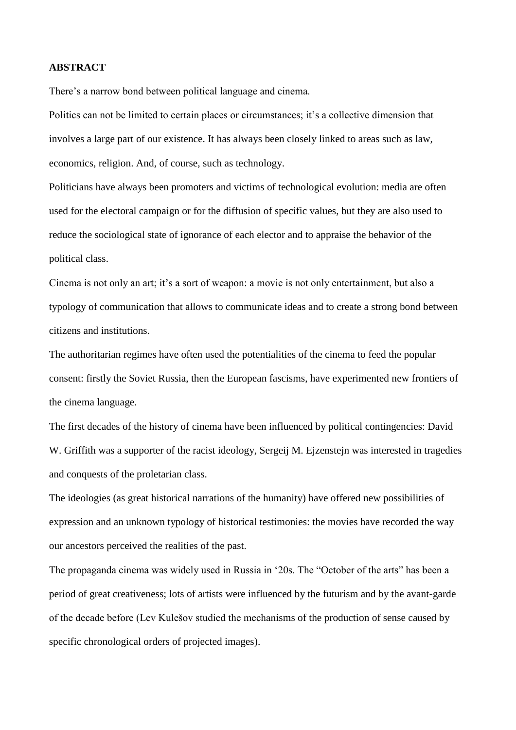**ABSTRACT**

There's a narrow bond between political language and cinema.

Politics can not be limited to certain places or circumstances; it's a collective dimension that involves a large part of our existence. It has always been closely linked to areas such as law, economics, religion. And, of course, such as technology.

Politicians have always been promoters and victims of technological evolution: media are often used for the electoral campaign or for the diffusion of specific values, but they are also used to reduce the sociological state of ignorance of each elector and to appraise the behavior of the political class.

Cinema is not only an art; it's a sort of weapon: a movie is not only entertainment, but also a typology of communication that allows to communicate ideas and to create a strong bond between citizens and institutions.

The authoritarian regimes have often used the potentialities of the cinema to feed the popular consent: firstly the Soviet Russia, then the European fascisms, have experimented new frontiers of the cinema language.

The first decades of the history of cinema have been influenced by political contingencies: David W. Griffith was a supporter of the racist ideology, Sergeij M. Ejzenstejn was interested in tragedies and conquests of the proletarian class.

The ideologies (as great historical narrations of the humanity) have offered new possibilities of expression and an unknown typology of historical testimonies: the movies have recorded the way our ancestors perceived the realities of the past.

The propaganda cinema was widely used in Russia in '20s. The "October of the arts" has been a period of great creativeness; lots of artists were influenced by the futurism and by the avant-garde of the decade before (Lev Kulešov studied the mechanisms of the production of sense caused by specific chronological orders of projected images).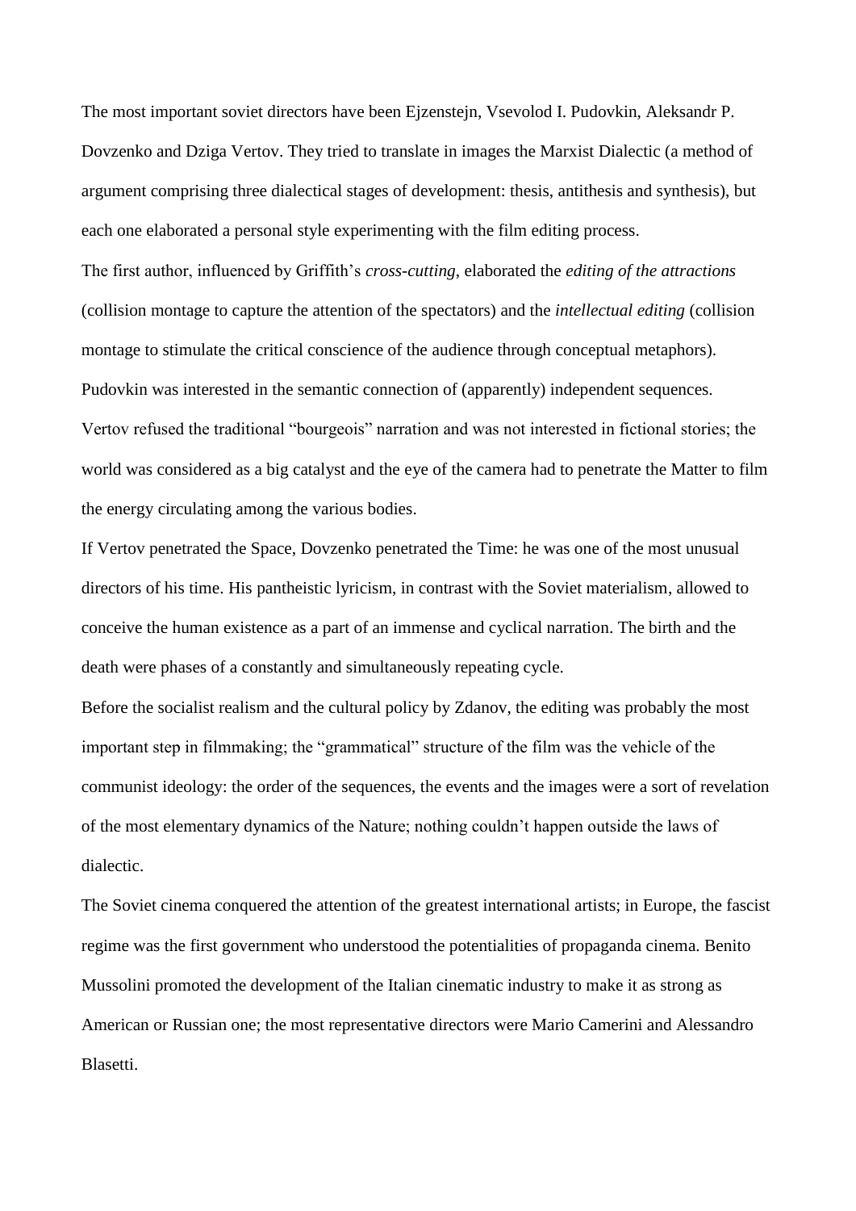The most important soviet directors have been Ejzenstejn, Vsevolod I. Pudovkin, Aleksandr P. Dovzenko and Dziga Vertov. They tried to translate in images the Marxist Dialectic (a method of argument comprising three dialectical stages of development: thesis, antithesis and synthesis), but each one elaborated a personal style experimenting with the film editing process.

The first author, influenced by Griffith's *cross-cutting*, elaborated the *editing of the attractions* (collision montage to capture the attention of the spectators) and the *intellectual editing* (collision montage to stimulate the critical conscience of the audience through conceptual metaphors).

Pudovkin was interested in the semantic connection of (apparently) independent sequences.

Vertov refused the traditional "bourgeois" narration and was not interested in fictional stories; the world was considered as a big catalyst and the eye of the camera had to penetrate the Matter to film the energy circulating among the various bodies.

If Vertov penetrated the Space, Dovzenko penetrated the Time: he was one of the most unusual directors of his time. His pantheistic lyricism, in contrast with the Soviet materialism, allowed to conceive the human existence as a part of an immense and cyclical narration. The birth and the death were phases of a constantly and simultaneously repeating cycle.

Before the socialist realism and the cultural policy by Zdanov, the editing was probably the most important step in filmmaking; the "grammatical" structure of the film was the vehicle of the communist ideology: the order of the sequences, the events and the images were a sort of revelation of the most elementary dynamics of the Nature; nothing couldn't happen outside the laws of dialectic.

The Soviet cinema conquered the attention of the greatest international artists; in Europe, the fascist regime was the first government who understood the potentialities of propaganda cinema. Benito Mussolini promoted the development of the Italian cinematic industry to make it as strong as American or Russian one; the most representative directors were Mario Camerini and Alessandro Blasetti.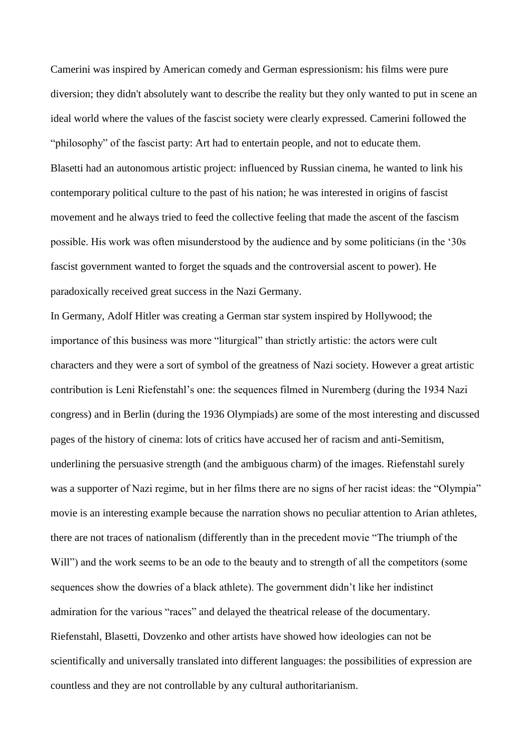Camerini was inspired by American comedy and German espressionism: his films were pure diversion; they didn't absolutely want to describe the reality but they only wanted to put in scene an ideal world where the values of the fascist society were clearly expressed. Camerini followed the "philosophy" of the fascist party: Art had to entertain people, and not to educate them.
Blasetti had an autonomous artistic project: influenced by Russian cinema, he wanted to link his contemporary political culture to the past of his nation; he was interested in origins of fascist movement and he always tried to feed the collective feeling that made the ascent of the fascism possible. His work was often misunderstood by the audience and by some politicians (in the '30s fascist government wanted to forget the squads and the controversial ascent to power). He paradoxically received great success in the Nazi Germany.
In Germany, Adolf Hitler was creating a German star system inspired by Hollywood; the importance of this business was more "liturgical" than strictly artistic: the actors were cult characters and they were a sort of symbol of the greatness of Nazi society. However a great artistic contribution is Leni Riefenstahl's one: the sequences filmed in Nuremberg (during the 1934 Nazi congress) and in Berlin (during the 1936 Olympiads) are some of the most interesting and discussed pages of the history of cinema: lots of critics have accused her of racism and anti-Semitism, underlining the persuasive strength (and the ambiguous charm) of the images. Riefenstahl surely was a supporter of Nazi regime, but in her films there are no signs of her racist ideas: the "Olympia" movie is an interesting example because the narration shows no peculiar attention to Arian athletes, there are not traces of nationalism (differently than in the precedent movie "The triumph of the Will") and the work seems to be an ode to the beauty and to strength of all the competitors (some sequences show the dowries of a black athlete). The government didn't like her indistinct admiration for the various "races" and delayed the theatrical release of the documentary.
Riefenstahl, Blasetti, Dovzenko and other artists have showed how ideologies can not be scientifically and universally translated into different languages: the possibilities of expression are countless and they are not controllable by any cultural authoritarianism.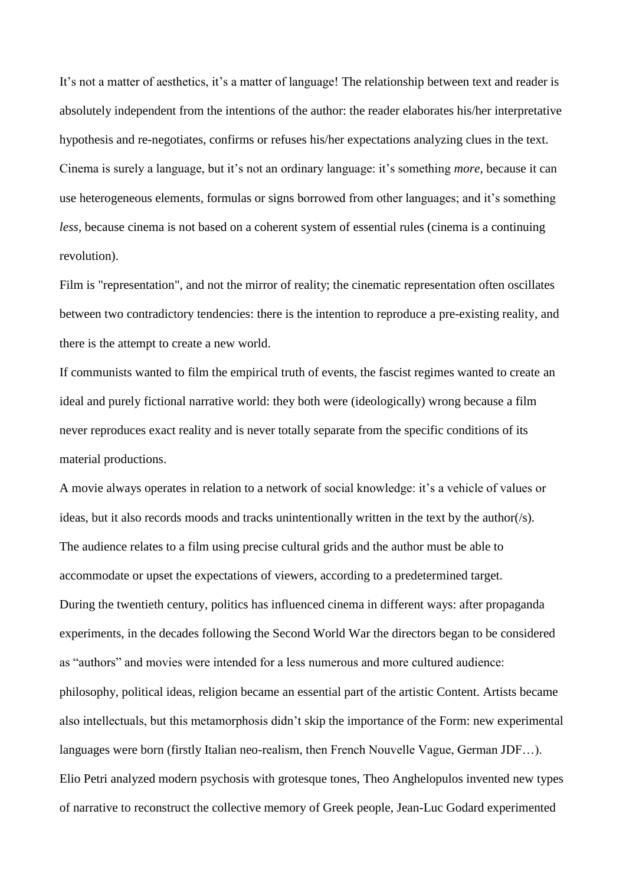It's not a matter of aesthetics, it's a matter of language! The relationship between text and reader is absolutely independent from the intentions of the author: the reader elaborates his/her interpretative hypothesis and re-negotiates, confirms or refuses his/her expectations analyzing clues in the text. Cinema is surely a language, but it's not an ordinary language: it's something *more*, because it can use heterogeneous elements, formulas or signs borrowed from other languages; and it's something *less*, because cinema is not based on a coherent system of essential rules (cinema is a continuing revolution).

Film is "representation", and not the mirror of reality; the cinematic representation often oscillates between two contradictory tendencies: there is the intention to reproduce a pre-existing reality, and there is the attempt to create a new world.

If communists wanted to film the empirical truth of events, the fascist regimes wanted to create an ideal and purely fictional narrative world: they both were (ideologically) wrong because a film never reproduces exact reality and is never totally separate from the specific conditions of its material productions.

A movie always operates in relation to a network of social knowledge: it's a vehicle of values or ideas, but it also records moods and tracks unintentionally written in the text by the author(/s).

The audience relates to a film using precise cultural grids and the author must be able to accommodate or upset the expectations of viewers, according to a predetermined target.

During the twentieth century, politics has influenced cinema in different ways: after propaganda experiments, in the decades following the Second World War the directors began to be considered as "authors" and movies were intended for a less numerous and more cultured audience: philosophy, political ideas, religion became an essential part of the artistic Content. Artists became also intellectuals, but this metamorphosis didn't skip the importance of the Form: new experimental languages were born (firstly Italian neo-realism, then French Nouvelle Vague, German JDF…). Elio Petri analyzed modern psychosis with grotesque tones, Theo Anghelopulos invented new types of narrative to reconstruct the collective memory of Greek people, Jean-Luc Godard experimented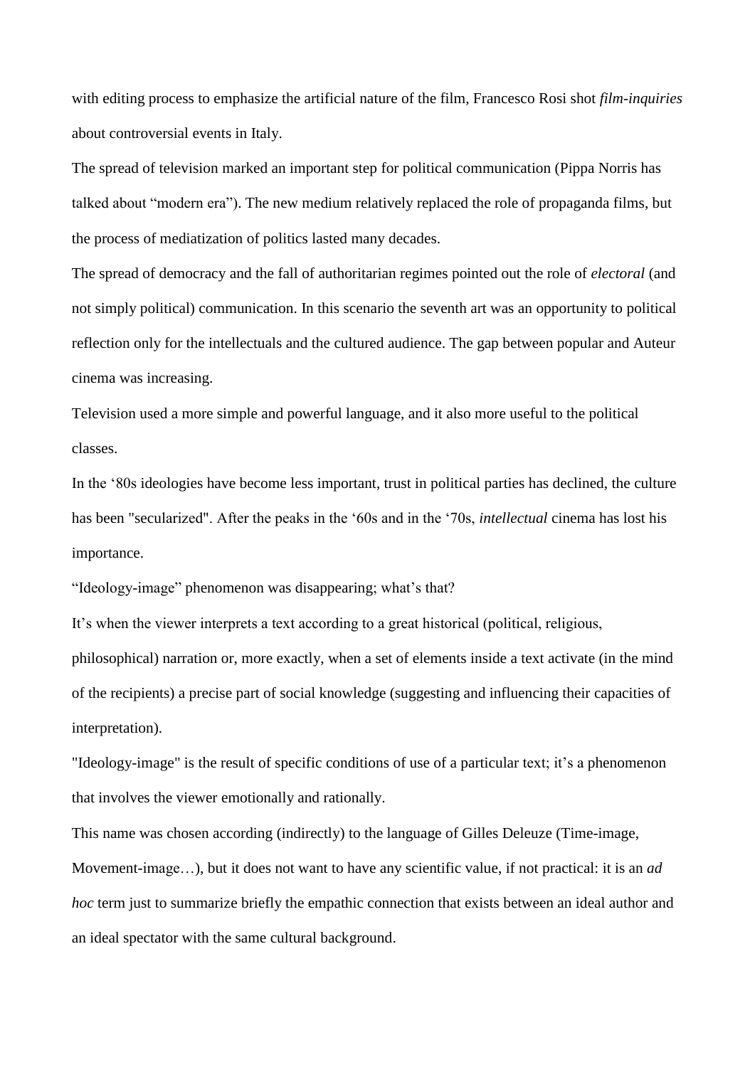with editing process to emphasize the artificial nature of the film, Francesco Rosi shot *film-inquiries* about controversial events in Italy.

The spread of television marked an important step for political communication (Pippa Norris has talked about "modern era"). The new medium relatively replaced the role of propaganda films, but the process of mediatization of politics lasted many decades.

The spread of democracy and the fall of authoritarian regimes pointed out the role of *electoral* (and not simply political) communication. In this scenario the seventh art was an opportunity to political reflection only for the intellectuals and the cultured audience. The gap between popular and Auteur cinema was increasing.

Television used a more simple and powerful language, and it also more useful to the political classes.

In the '80s ideologies have become less important, trust in political parties has declined, the culture has been "secularized". After the peaks in the '60s and in the '70s, *intellectual* cinema has lost his importance.

"Ideology-image" phenomenon was disappearing; what's that?

It's when the viewer interprets a text according to a great historical (political, religious, philosophical) narration or, more exactly, when a set of elements inside a text activate (in the mind of the recipients) a precise part of social knowledge (suggesting and influencing their capacities of interpretation).

"Ideology-image" is the result of specific conditions of use of a particular text; it's a phenomenon that involves the viewer emotionally and rationally.

This name was chosen according (indirectly) to the language of Gilles Deleuze (Time-image, Movement-image…), but it does not want to have any scientific value, if not practical: it is an *ad hoc* term just to summarize briefly the empathic connection that exists between an ideal author and an ideal spectator with the same cultural background.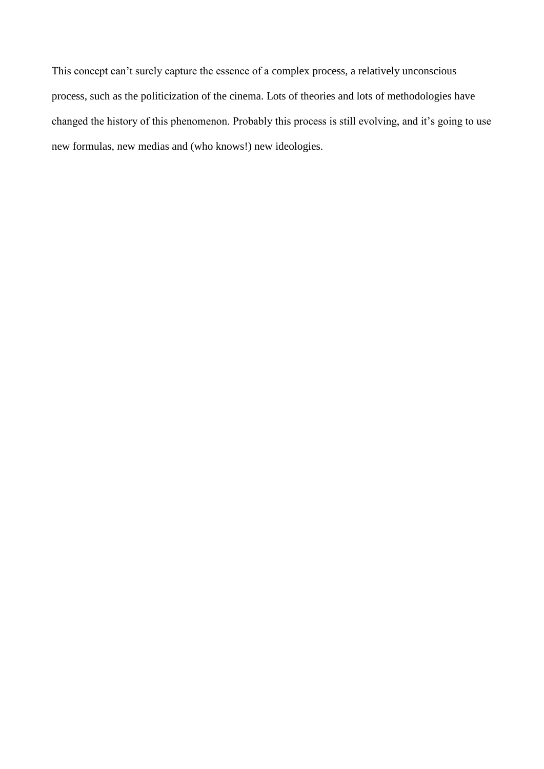This concept can't surely capture the essence of a complex process, a relatively unconscious process, such as the politicization of the cinema. Lots of theories and lots of methodologies have changed the history of this phenomenon. Probably this process is still evolving, and it's going to use new formulas, new medias and (who knows!) new ideologies.